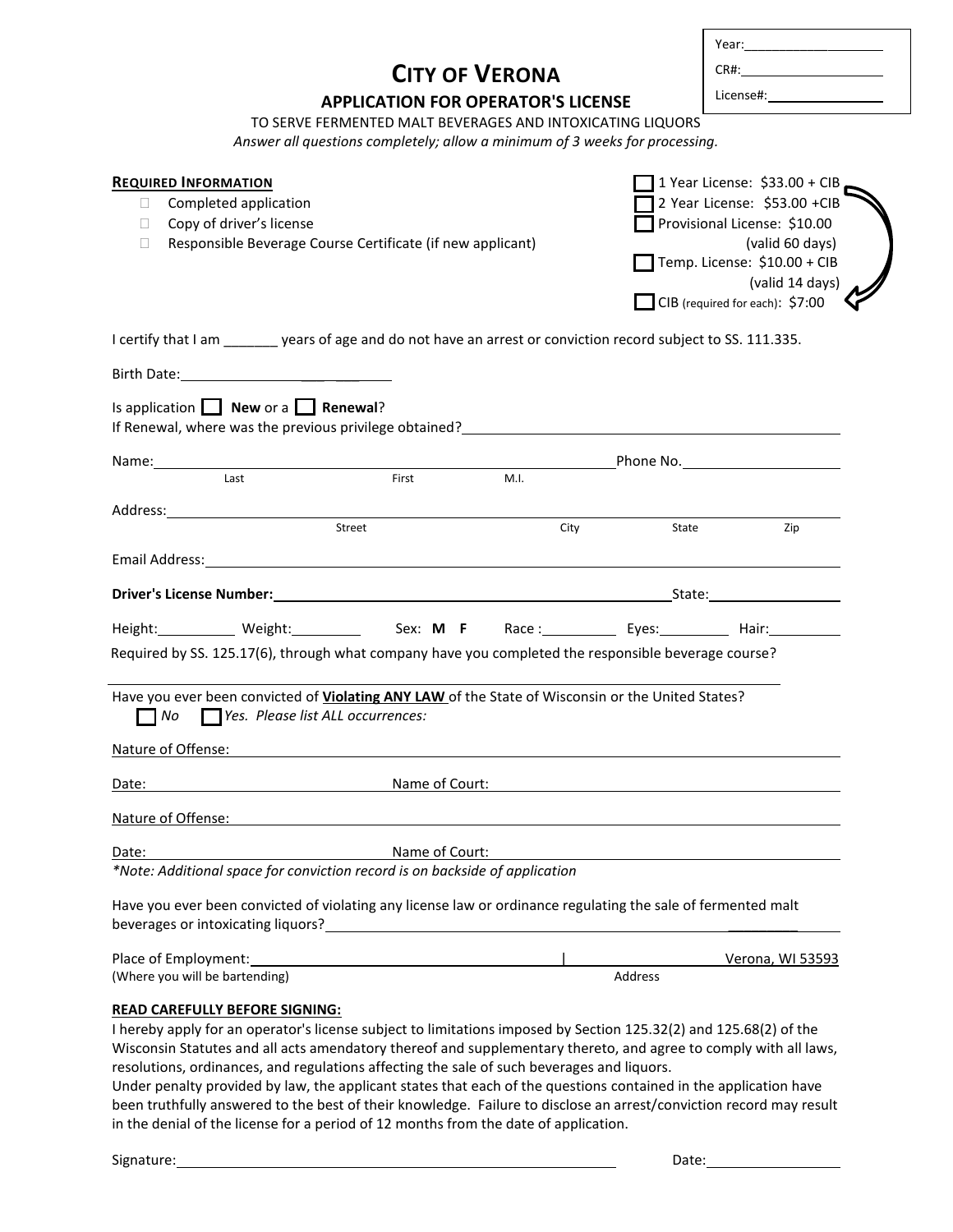Year: ____________________

CR#: ____________________

License#: ____________________

# CITY OF VERONA

## APPLICATION FOR OPERATOR'S LICENSE

TO SERVE FERMENTED MALT BEVERAGES AND INTOXICATING LIQUORS

*Answer all questions completely; allow a minimum of 3 weeks for processing.*

**REQUIRED INFORMATION**

- ☐ Completed application
- ☐ Copy of driver's license
- ☐ Responsible Beverage Course Certificate (if new applicant)

- ☐ 1 Year License: $33.00 + CIB
- ☐ 2 Year License: $53.00 +CIB
- ☐ Provisional License: $10.00 (valid 60 days)
- ☐ Temp. License: $10.00 + CIB (valid 14 days)
- ☐ CIB (required for each): $7:00

I certify that I am _______ years of age and do not have an arrest or conviction record subject to SS. 111.335.

Birth Date: ____________________

Is application ☐ **New** or a ☐ **Renewal**?

If Renewal, where was the previous privilege obtained? ____________________

Name: ____________________ (Last) ____________________ (First) ______ (M.I.) Phone No. ____________________

Address: ____________________ (Street) ____________________ (City) ______ (State) ______ (Zip)

Email Address: ____________________

**Driver's License Number:** ____________________ State: ____________________

Height: __________ Weight: __________ Sex: **M F** Race: __________ Eyes: __________ Hair: __________

Required by SS. 125.17(6), through what company have you completed the responsible beverage course?

____________________

Have you ever been convicted of **Violating ANY LAW** of the State of Wisconsin or the United States?

☐ *No* ☐ *Yes. Please list ALL occurrences:*

Nature of Offense: ____________________

Date: ____________________ Name of Court: ____________________

Nature of Offense: ____________________

Date: ____________________ Name of Court: ____________________

*\*Note: Additional space for conviction record is on backside of application*

Have you ever been convicted of violating any license law or ordinance regulating the sale of fermented malt beverages or intoxicating liquors? ____________________

Place of Employment: ____________________ | ____________________ Verona, WI 53593

(Where you will be bartending) Address

**READ CAREFULLY BEFORE SIGNING:**

I hereby apply for an operator's license subject to limitations imposed by Section 125.32(2) and 125.68(2) of the Wisconsin Statutes and all acts amendatory thereof and supplementary thereto, and agree to comply with all laws, resolutions, ordinances, and regulations affecting the sale of such beverages and liquors.

Under penalty provided by law, the applicant states that each of the questions contained in the application have been truthfully answered to the best of their knowledge. Failure to disclose an arrest/conviction record may result in the denial of the license for a period of 12 months from the date of application.

Signature: ____________________ Date: ____________________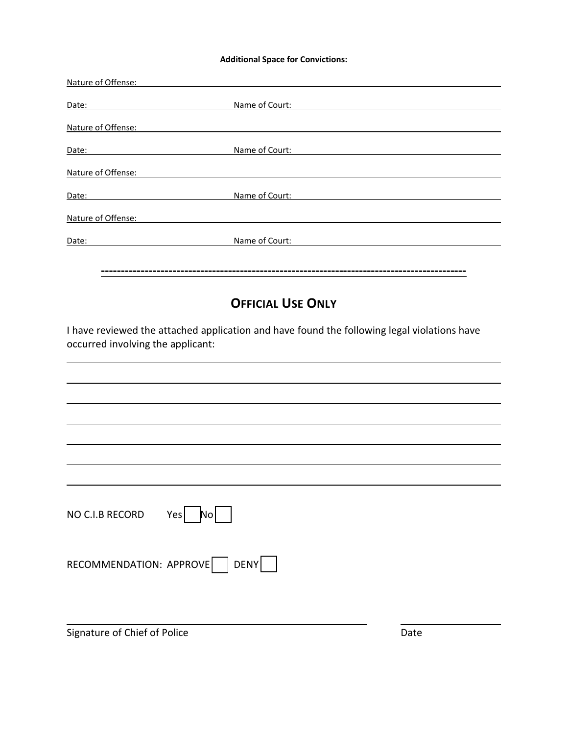**Additional Space for Convictions:**

Nature of Offense: \_\_\_\_\_\_\_\_\_\_\_\_\_\_\_\_\_\_\_\_\_\_\_\_\_\_\_\_\_\_\_\_\_\_\_\_\_\_\_\_

Date: \_\_\_\_\_\_\_\_\_\_\_\_\_\_\_\_\_\_ Name of Court: \_\_\_\_\_\_\_\_\_\_\_\_\_\_\_\_\_\_\_\_\_\_\_\_

Nature of Offense: \_\_\_\_\_\_\_\_\_\_\_\_\_\_\_\_\_\_\_\_\_\_\_\_\_\_\_\_\_\_\_\_\_\_\_\_\_\_\_\_

Date: \_\_\_\_\_\_\_\_\_\_\_\_\_\_\_\_\_\_ Name of Court: \_\_\_\_\_\_\_\_\_\_\_\_\_\_\_\_\_\_\_\_\_\_\_\_

Nature of Offense: \_\_\_\_\_\_\_\_\_\_\_\_\_\_\_\_\_\_\_\_\_\_\_\_\_\_\_\_\_\_\_\_\_\_\_\_\_\_\_\_

Date: \_\_\_\_\_\_\_\_\_\_\_\_\_\_\_\_\_\_ Name of Court: \_\_\_\_\_\_\_\_\_\_\_\_\_\_\_\_\_\_\_\_\_\_\_\_

Nature of Offense: \_\_\_\_\_\_\_\_\_\_\_\_\_\_\_\_\_\_\_\_\_\_\_\_\_\_\_\_\_\_\_\_\_\_\_\_\_\_\_\_

Date: \_\_\_\_\_\_\_\_\_\_\_\_\_\_\_\_\_\_ Name of Court: \_\_\_\_\_\_\_\_\_\_\_\_\_\_\_\_\_\_\_\_\_\_\_\_

---

## OFFICIAL USE ONLY

I have reviewed the attached application and have found the following legal violations have occurred involving the applicant:

\_\_\_\_\_\_\_\_\_\_\_\_\_\_\_\_\_\_\_\_\_\_\_\_\_\_\_\_\_\_\_\_\_\_\_\_\_\_\_\_\_\_\_\_\_\_\_\_\_\_\_\_\_\_\_\_\_\_\_\_

\_\_\_\_\_\_\_\_\_\_\_\_\_\_\_\_\_\_\_\_\_\_\_\_\_\_\_\_\_\_\_\_\_\_\_\_\_\_\_\_\_\_\_\_\_\_\_\_\_\_\_\_\_\_\_\_\_\_\_\_

\_\_\_\_\_\_\_\_\_\_\_\_\_\_\_\_\_\_\_\_\_\_\_\_\_\_\_\_\_\_\_\_\_\_\_\_\_\_\_\_\_\_\_\_\_\_\_\_\_\_\_\_\_\_\_\_\_\_\_\_

\_\_\_\_\_\_\_\_\_\_\_\_\_\_\_\_\_\_\_\_\_\_\_\_\_\_\_\_\_\_\_\_\_\_\_\_\_\_\_\_\_\_\_\_\_\_\_\_\_\_\_\_\_\_\_\_\_\_\_\_

\_\_\_\_\_\_\_\_\_\_\_\_\_\_\_\_\_\_\_\_\_\_\_\_\_\_\_\_\_\_\_\_\_\_\_\_\_\_\_\_\_\_\_\_\_\_\_\_\_\_\_\_\_\_\_\_\_\_\_\_

\_\_\_\_\_\_\_\_\_\_\_\_\_\_\_\_\_\_\_\_\_\_\_\_\_\_\_\_\_\_\_\_\_\_\_\_\_\_\_\_\_\_\_\_\_\_\_\_\_\_\_\_\_\_\_\_\_\_\_\_

\_\_\_\_\_\_\_\_\_\_\_\_\_\_\_\_\_\_\_\_\_\_\_\_\_\_\_\_\_\_\_\_\_\_\_\_\_\_\_\_\_\_\_\_\_\_\_\_\_\_\_\_\_\_\_\_\_\_\_\_

NO C.I.B RECORD Yes ☐ No ☐

RECOMMENDATION: APPROVE ☐ DENY ☐

\_\_\_\_\_\_\_\_\_\_\_\_\_\_\_\_\_\_\_\_\_\_\_\_\_\_\_\_\_\_\_\_\_\_\_\_\_\_\_\_ \_\_\_\_\_\_\_\_\_\_\_\_\_\_\_\_

Signature of Chief of Police Date